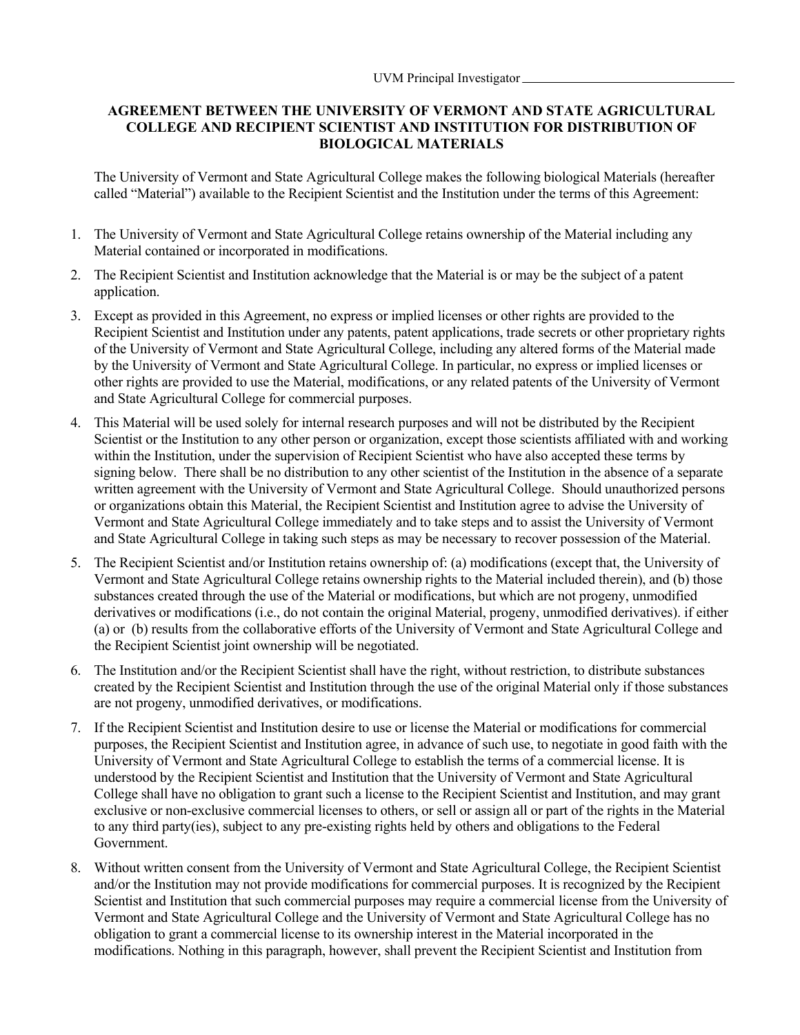UVM Principal Investigator ________________________________

## AGREEMENT BETWEEN THE UNIVERSITY OF VERMONT AND STATE AGRICULTURAL COLLEGE AND RECIPIENT SCIENTIST AND INSTITUTION FOR DISTRIBUTION OF BIOLOGICAL MATERIALS

The University of Vermont and State Agricultural College makes the following biological Materials (hereafter called "Material") available to the Recipient Scientist and the Institution under the terms of this Agreement:

1. The University of Vermont and State Agricultural College retains ownership of the Material including any Material contained or incorporated in modifications.
2. The Recipient Scientist and Institution acknowledge that the Material is or may be the subject of a patent application.
3. Except as provided in this Agreement, no express or implied licenses or other rights are provided to the Recipient Scientist and Institution under any patents, patent applications, trade secrets or other proprietary rights of the University of Vermont and State Agricultural College, including any altered forms of the Material made by the University of Vermont and State Agricultural College. In particular, no express or implied licenses or other rights are provided to use the Material, modifications, or any related patents of the University of Vermont and State Agricultural College for commercial purposes.
4. This Material will be used solely for internal research purposes and will not be distributed by the Recipient Scientist or the Institution to any other person or organization, except those scientists affiliated with and working within the Institution, under the supervision of Recipient Scientist who have also accepted these terms by signing below. There shall be no distribution to any other scientist of the Institution in the absence of a separate written agreement with the University of Vermont and State Agricultural College. Should unauthorized persons or organizations obtain this Material, the Recipient Scientist and Institution agree to advise the University of Vermont and State Agricultural College immediately and to take steps and to assist the University of Vermont and State Agricultural College in taking such steps as may be necessary to recover possession of the Material.
5. The Recipient Scientist and/or Institution retains ownership of: (a) modifications (except that, the University of Vermont and State Agricultural College retains ownership rights to the Material included therein), and (b) those substances created through the use of the Material or modifications, but which are not progeny, unmodified derivatives or modifications (i.e., do not contain the original Material, progeny, unmodified derivatives). if either (a) or (b) results from the collaborative efforts of the University of Vermont and State Agricultural College and the Recipient Scientist joint ownership will be negotiated.
6. The Institution and/or the Recipient Scientist shall have the right, without restriction, to distribute substances created by the Recipient Scientist and Institution through the use of the original Material only if those substances are not progeny, unmodified derivatives, or modifications.
7. If the Recipient Scientist and Institution desire to use or license the Material or modifications for commercial purposes, the Recipient Scientist and Institution agree, in advance of such use, to negotiate in good faith with the University of Vermont and State Agricultural College to establish the terms of a commercial license. It is understood by the Recipient Scientist and Institution that the University of Vermont and State Agricultural College shall have no obligation to grant such a license to the Recipient Scientist and Institution, and may grant exclusive or non-exclusive commercial licenses to others, or sell or assign all or part of the rights in the Material to any third party(ies), subject to any pre-existing rights held by others and obligations to the Federal Government.
8. Without written consent from the University of Vermont and State Agricultural College, the Recipient Scientist and/or the Institution may not provide modifications for commercial purposes. It is recognized by the Recipient Scientist and Institution that such commercial purposes may require a commercial license from the University of Vermont and State Agricultural College and the University of Vermont and State Agricultural College has no obligation to grant a commercial license to its ownership interest in the Material incorporated in the modifications. Nothing in this paragraph, however, shall prevent the Recipient Scientist and Institution from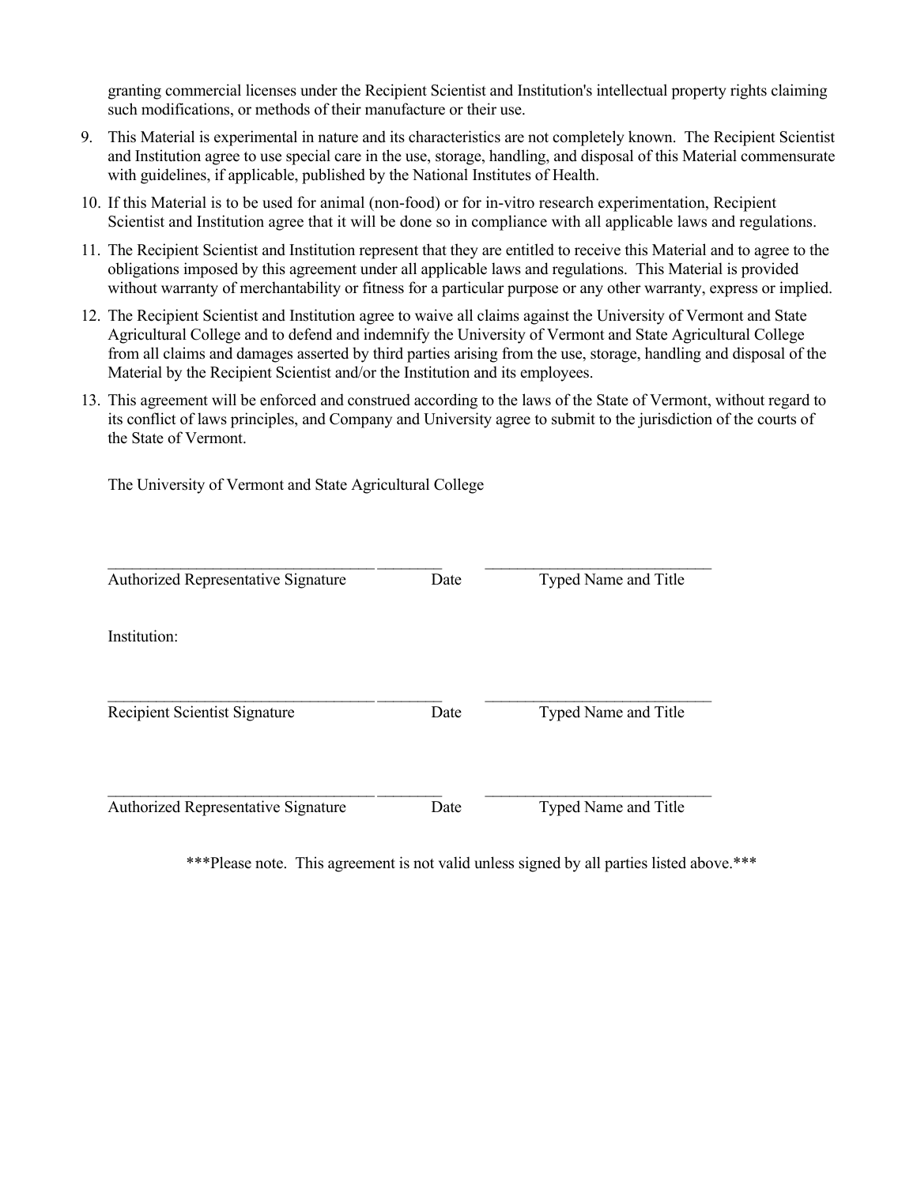granting commercial licenses under the Recipient Scientist and Institution's intellectual property rights claiming such modifications, or methods of their manufacture or their use.

9. This Material is experimental in nature and its characteristics are not completely known. The Recipient Scientist and Institution agree to use special care in the use, storage, handling, and disposal of this Material commensurate with guidelines, if applicable, published by the National Institutes of Health.
10. If this Material is to be used for animal (non-food) or for in-vitro research experimentation, Recipient Scientist and Institution agree that it will be done so in compliance with all applicable laws and regulations.
11. The Recipient Scientist and Institution represent that they are entitled to receive this Material and to agree to the obligations imposed by this agreement under all applicable laws and regulations. This Material is provided without warranty of merchantability or fitness for a particular purpose or any other warranty, express or implied.
12. The Recipient Scientist and Institution agree to waive all claims against the University of Vermont and State Agricultural College and to defend and indemnify the University of Vermont and State Agricultural College from all claims and damages asserted by third parties arising from the use, storage, handling and disposal of the Material by the Recipient Scientist and/or the Institution and its employees.
13. This agreement will be enforced and construed according to the laws of the State of Vermont, without regard to its conflict of laws principles, and Company and University agree to submit to the jurisdiction of the courts of the State of Vermont.

The University of Vermont and State Agricultural College

___________________________________ ________ ____________________________
Authorized Representative Signature Date Typed Name and Title

Institution:

___________________________________ ________ ____________________________
Recipient Scientist Signature Date Typed Name and Title

___________________________________ ________ ____________________________
Authorized Representative Signature Date Typed Name and Title

***Please note. This agreement is not valid unless signed by all parties listed above.***